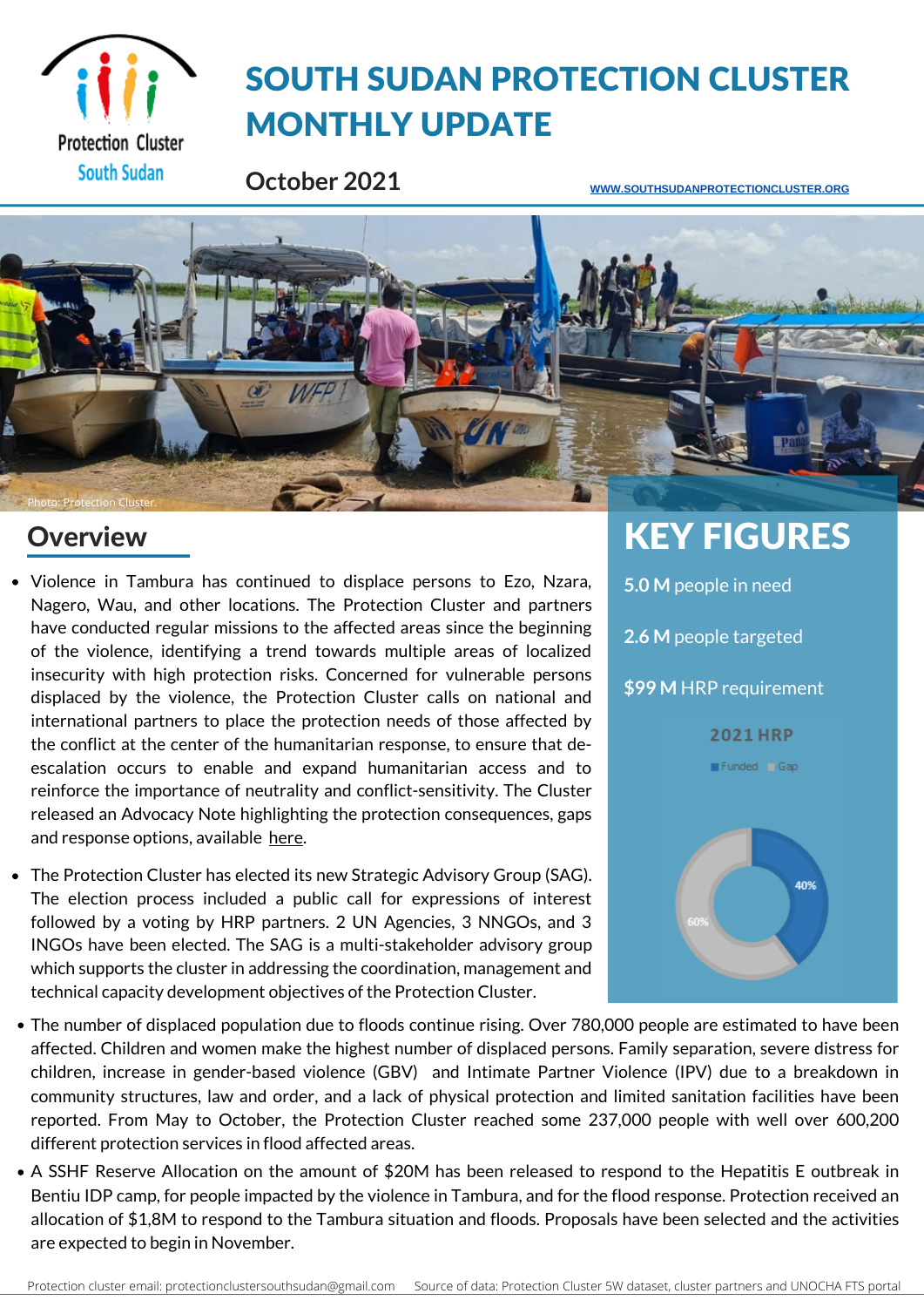# SOUTH SUDAN PROTECTION CLUSTER MONTHLY UPDATE

**October 2021**

WWW.SOUTHSUDANPROTECTIONCLUSTER.ORG

Photo: Protection Cluster.

## Overview

- Violence in Tambura has continued to displace persons to Ezo, Nzara, Nagero, Wau, and other locations. The Protection Cluster and partners have conducted regular missions to the affected areas since the beginning of the violence, identifying a trend towards multiple areas of localized insecurity with high protection risks. Concerned for vulnerable persons displaced by the violence, the Protection Cluster calls on national and international partners to place the protection needs of those affected by the conflict at the center of the humanitarian response, to ensure that de-escalation occurs to enable and expand humanitarian access and to reinforce the importance of neutrality and conflict-sensitivity. The Cluster released an Advocacy Note highlighting the protection consequences, gaps and response options, available here.
- The Protection Cluster has elected its new Strategic Advisory Group (SAG). The election process included a public call for expressions of interest followed by a voting by HRP partners. 2 UN Agencies, 3 NNGOs, and 3 INGOs have been elected. The SAG is a multi-stakeholder advisory group which supports the cluster in addressing the coordination, management and technical capacity development objectives of the Protection Cluster.
- The number of displaced population due to floods continue rising. Over 780,000 people are estimated to have been affected. Children and women make the highest number of displaced persons. Family separation, severe distress for children, increase in gender-based violence (GBV) and Intimate Partner Violence (IPV) due to a breakdown in community structures, law and order, and a lack of physical protection and limited sanitation facilities have been reported. From May to October, the Protection Cluster reached some 237,000 people with well over 600,200 different protection services in flood affected areas.
- A SSHF Reserve Allocation on the amount of $20M has been released to respond to the Hepatitis E outbreak in Bentiu IDP camp, for people impacted by the violence in Tambura, and for the flood response. Protection received an allocation of $1,8M to respond to the Tambura situation and floods. Proposals have been selected and the activities are expected to begin in November.

## KEY FIGURES

**5.0 M** people in need

**2.6 M** people targeted

**$99 M** HRP requirement

**2021 HRP**

Funded: 40% | Gap: 60%

Protection cluster email: protectionclustersouthsudan@gmail.com    Source of data: Protection Cluster 5W dataset, cluster partners and UNOCHA FTS portal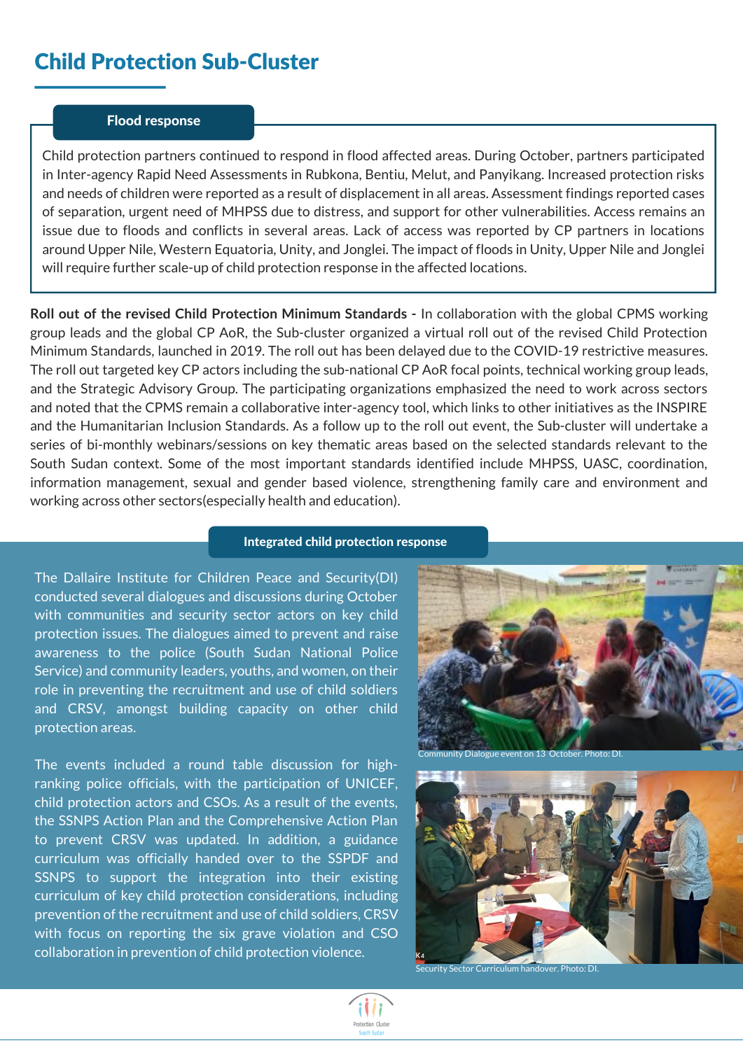## Child Protection Sub-Cluster

### Flood response

Child protection partners continued to respond in flood affected areas. During October, partners participated in Inter-agency Rapid Need Assessments in Rubkona, Bentiu, Melut, and Panyikang. Increased protection risks and needs of children were reported as a result of displacement in all areas. Assessment findings reported cases of separation, urgent need of MHPSS due to distress, and support for other vulnerabilities. Access remains an issue due to floods and conflicts in several areas. Lack of access was reported by CP partners in locations around Upper Nile, Western Equatoria, Unity, and Jonglei. The impact of floods in Unity, Upper Nile and Jonglei will require further scale-up of child protection response in the affected locations.

**Roll out of the revised Child Protection Minimum Standards -** In collaboration with the global CPMS working group leads and the global CP AoR, the Sub-cluster organized a virtual roll out of the revised Child Protection Minimum Standards, launched in 2019. The roll out has been delayed due to the COVID-19 restrictive measures. The roll out targeted key CP actors including the sub-national CP AoR focal points, technical working group leads, and the Strategic Advisory Group. The participating organizations emphasized the need to work across sectors and noted that the CPMS remain a collaborative inter-agency tool, which links to other initiatives as the INSPIRE and the Humanitarian Inclusion Standards. As a follow up to the roll out event, the Sub-cluster will undertake a series of bi-monthly webinars/sessions on key thematic areas based on the selected standards relevant to the South Sudan context. Some of the most important standards identified include MHPSS, UASC, coordination, information management, sexual and gender based violence, strengthening family care and environment and working across other sectors(especially health and education).

### Integrated child protection response

The Dallaire Institute for Children Peace and Security(DI) conducted several dialogues and discussions during October with communities and security sector actors on key child protection issues. The dialogues aimed to prevent and raise awareness to the police (South Sudan National Police Service) and community leaders, youths, and women, on their role in preventing the recruitment and use of child soldiers and CRSV, amongst building capacity on other child protection areas.

The events included a round table discussion for high-ranking police officials, with the participation of UNICEF, child protection actors and CSOs. As a result of the events, the SSNPS Action Plan and the Comprehensive Action Plan to prevent CRSV was updated. In addition, a guidance curriculum was officially handed over to the SSPDF and SSNPS to support the integration into their existing curriculum of key child protection considerations, including prevention of the recruitment and use of child soldiers, CRSV with focus on reporting the six grave violation and CSO collaboration in prevention of child protection violence.

Community Dialogue event on 13 October. Photo: DI.

Security Sector Curriculum handover. Photo: DI.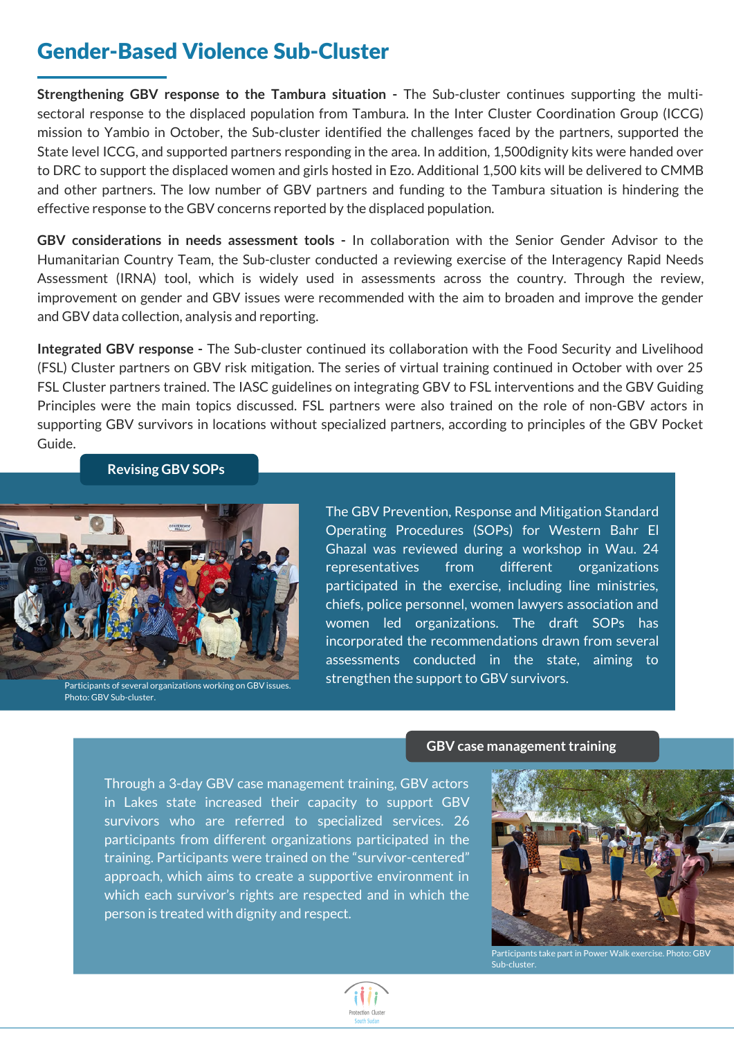## Gender-Based Violence Sub-Cluster

**Strengthening GBV response to the Tambura situation -** The Sub-cluster continues supporting the multi-sectoral response to the displaced population from Tambura. In the Inter Cluster Coordination Group (ICCG) mission to Yambio in October, the Sub-cluster identified the challenges faced by the partners, supported the State level ICCG, and supported partners responding in the area. In addition, 1,500dignity kits were handed over to DRC to support the displaced women and girls hosted in Ezo. Additional 1,500 kits will be delivered to CMMB and other partners. The low number of GBV partners and funding to the Tambura situation is hindering the effective response to the GBV concerns reported by the displaced population.

**GBV considerations in needs assessment tools -** In collaboration with the Senior Gender Advisor to the Humanitarian Country Team, the Sub-cluster conducted a reviewing exercise of the Interagency Rapid Needs Assessment (IRNA) tool, which is widely used in assessments across the country. Through the review, improvement on gender and GBV issues were recommended with the aim to broaden and improve the gender and GBV data collection, analysis and reporting.

**Integrated GBV response -** The Sub-cluster continued its collaboration with the Food Security and Livelihood (FSL) Cluster partners on GBV risk mitigation. The series of virtual training continued in October with over 25 FSL Cluster partners trained. The IASC guidelines on integrating GBV to FSL interventions and the GBV Guiding Principles were the main topics discussed. FSL partners were also trained on the role of non-GBV actors in supporting GBV survivors in locations without specialized partners, according to principles of the GBV Pocket Guide.

### Revising GBV SOPs

Participants of several organizations working on GBV issues. Photo: GBV Sub-cluster.

The GBV Prevention, Response and Mitigation Standard Operating Procedures (SOPs) for Western Bahr El Ghazal was reviewed during a workshop in Wau. 24 representatives from different organizations participated in the exercise, including line ministries, chiefs, police personnel, women lawyers association and women led organizations. The draft SOPs has incorporated the recommendations drawn from several assessments conducted in the state, aiming to strengthen the support to GBV survivors.

### GBV case management training

Through a 3-day GBV case management training, GBV actors in Lakes state increased their capacity to support GBV survivors who are referred to specialized services. 26 participants from different organizations participated in the training. Participants were trained on the “survivor-centered” approach, which aims to create a supportive environment in which each survivor’s rights are respected and in which the person is treated with dignity and respect.

Participants take part in Power Walk exercise. Photo: GBV Sub-cluster.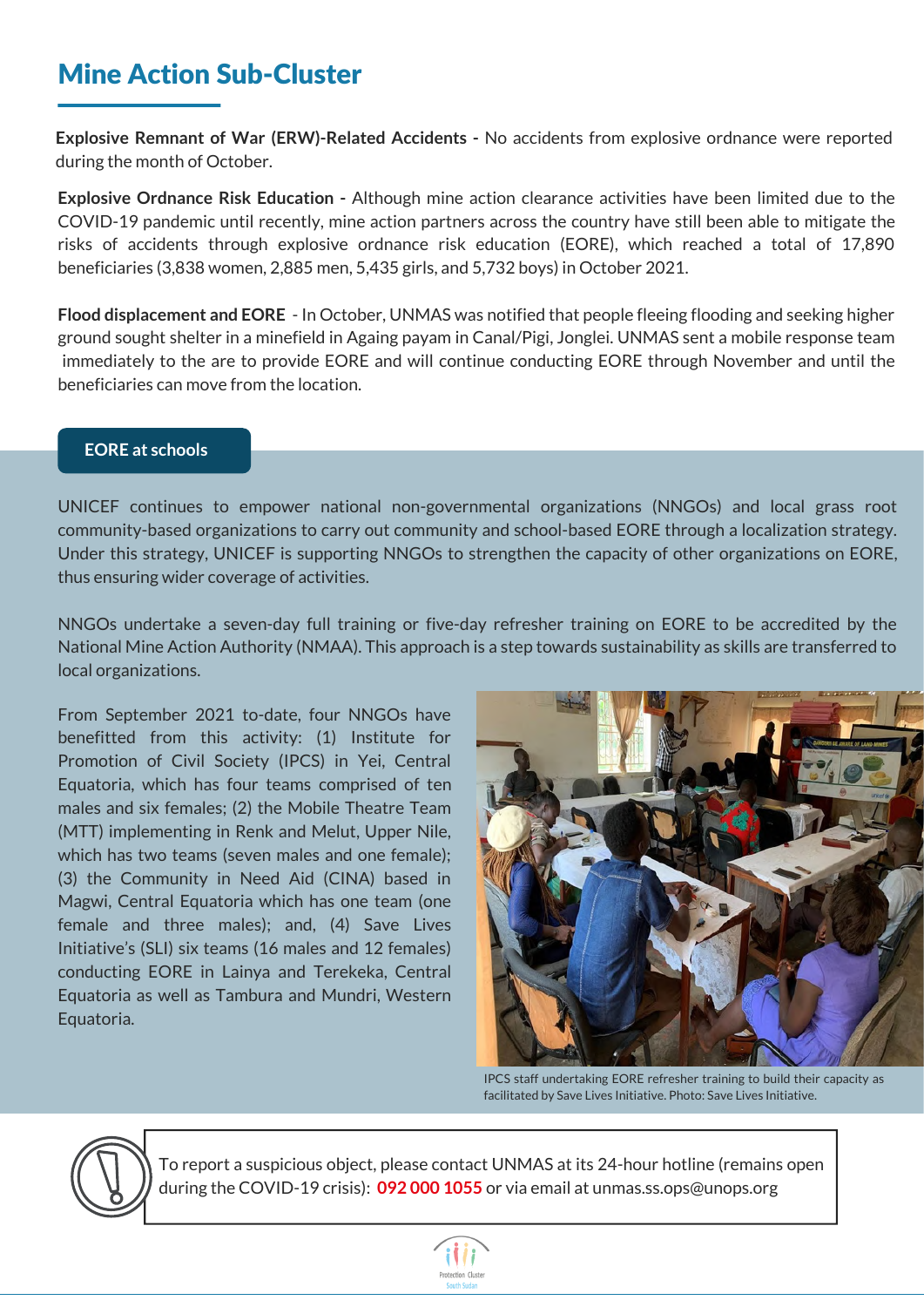# Mine Action Sub-Cluster

**Explosive Remnant of War (ERW)-Related Accidents -** No accidents from explosive ordnance were reported during the month of October.

**Explosive Ordnance Risk Education -** Although mine action clearance activities have been limited due to the COVID-19 pandemic until recently, mine action partners across the country have still been able to mitigate the risks of accidents through explosive ordnance risk education (EORE), which reached a total of 17,890 beneficiaries (3,838 women, 2,885 men, 5,435 girls, and 5,732 boys) in October 2021.

**Flood displacement and EORE** - In October, UNMAS was notified that people fleeing flooding and seeking higher ground sought shelter in a minefield in Againg payam in Canal/Pigi, Jonglei. UNMAS sent a mobile response team immediately to the are to provide EORE and will continue conducting EORE through November and until the beneficiaries can move from the location.

## EORE at schools

UNICEF continues to empower national non-governmental organizations (NNGOs) and local grass root community-based organizations to carry out community and school-based EORE through a localization strategy. Under this strategy, UNICEF is supporting NNGOs to strengthen the capacity of other organizations on EORE, thus ensuring wider coverage of activities.

NNGOs undertake a seven-day full training or five-day refresher training on EORE to be accredited by the National Mine Action Authority (NMAA). This approach is a step towards sustainability as skills are transferred to local organizations.

From September 2021 to-date, four NNGOs have benefitted from this activity: (1) Institute for Promotion of Civil Society (IPCS) in Yei, Central Equatoria, which has four teams comprised of ten males and six females; (2) the Mobile Theatre Team (MTT) implementing in Renk and Melut, Upper Nile, which has two teams (seven males and one female); (3) the Community in Need Aid (CINA) based in Magwi, Central Equatoria which has one team (one female and three males); and, (4) Save Lives Initiative's (SLI) six teams (16 males and 12 females) conducting EORE in Lainya and Terekeka, Central Equatoria as well as Tambura and Mundri, Western Equatoria.

IPCS staff undertaking EORE refresher training to build their capacity as facilitated by Save Lives Initiative. Photo: Save Lives Initiative.

To report a suspicious object, please contact UNMAS at its 24-hour hotline (remains open during the COVID-19 crisis): **092 000 1055** or via email at unmas.ss.ops@unops.org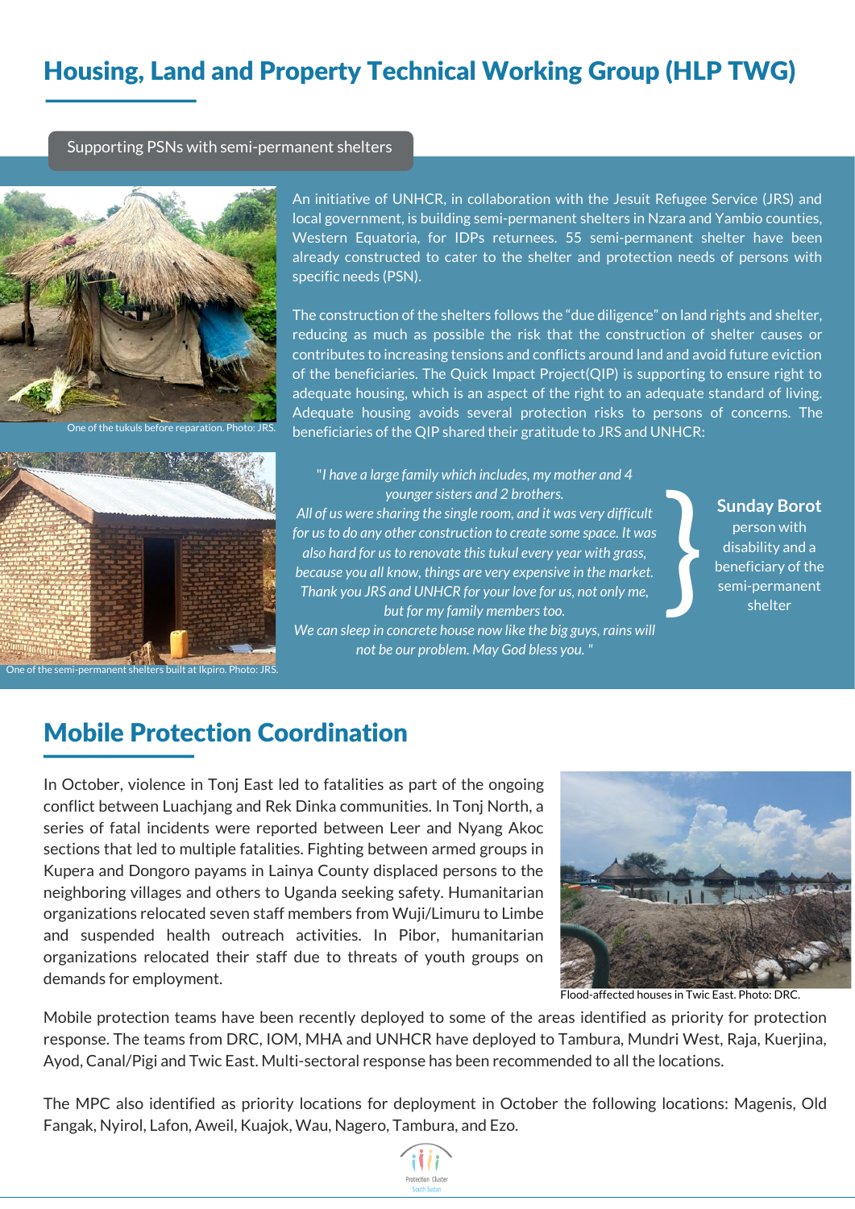## Housing, Land and Property Technical Working Group (HLP TWG)

### Supporting PSNs with semi-permanent shelters

One of the tukuls before reparation. Photo: JRS.

An initiative of UNHCR, in collaboration with the Jesuit Refugee Service (JRS) and local government, is building semi-permanent shelters in Nzara and Yambio counties, Western Equatoria, for IDPs returnees. 55 semi-permanent shelter have been already constructed to cater to the shelter and protection needs of persons with specific needs (PSN).

The construction of the shelters follows the "due diligence" on land rights and shelter, reducing as much as possible the risk that the construction of shelter causes or contributes to increasing tensions and conflicts around land and avoid future eviction of the beneficiaries. The Quick Impact Project(QIP) is supporting to ensure right to adequate housing, which is an aspect of the right to an adequate standard of living. Adequate housing avoids several protection risks to persons of concerns. The beneficiaries of the QIP shared their gratitude to JRS and UNHCR:

One of the semi-permanent shelters built at Ikpiro. Photo: JRS.

*"I have a large family which includes, my mother and 4 younger sisters and 2 brothers. All of us were sharing the single room, and it was very difficult for us to do any other construction to create some space. It was also hard for us to renovate this tukul every year with grass, because you all know, things are very expensive in the market. Thank you JRS and UNHCR for your love for us, not only me, but for my family members too. We can sleep in concrete house now like the big guys, rains will not be our problem. May God bless you. "*

**Sunday Borot**
person with disability and a beneficiary of the semi-permanent shelter

## Mobile Protection Coordination

In October, violence in Tonj East led to fatalities as part of the ongoing conflict between Luachjang and Rek Dinka communities. In Tonj North, a series of fatal incidents were reported between Leer and Nyang Akoc sections that led to multiple fatalities. Fighting between armed groups in Kupera and Dongoro payams in Lainya County displaced persons to the neighboring villages and others to Uganda seeking safety. Humanitarian organizations relocated seven staff members from Wuji/Limuru to Limbe and suspended health outreach activities. In Pibor, humanitarian organizations relocated their staff due to threats of youth groups on demands for employment.

Flood-affected houses in Twic East. Photo: DRC.

Mobile protection teams have been recently deployed to some of the areas identified as priority for protection response. The teams from DRC, IOM, MHA and UNHCR have deployed to Tambura, Mundri West, Raja, Kuerjina, Ayod, Canal/Pigi and Twic East. Multi-sectoral response has been recommended to all the locations.

The MPC also identified as priority locations for deployment in October the following locations: Magenis, Old Fangak, Nyirol, Lafon, Aweil, Kuajok, Wau, Nagero, Tambura, and Ezo.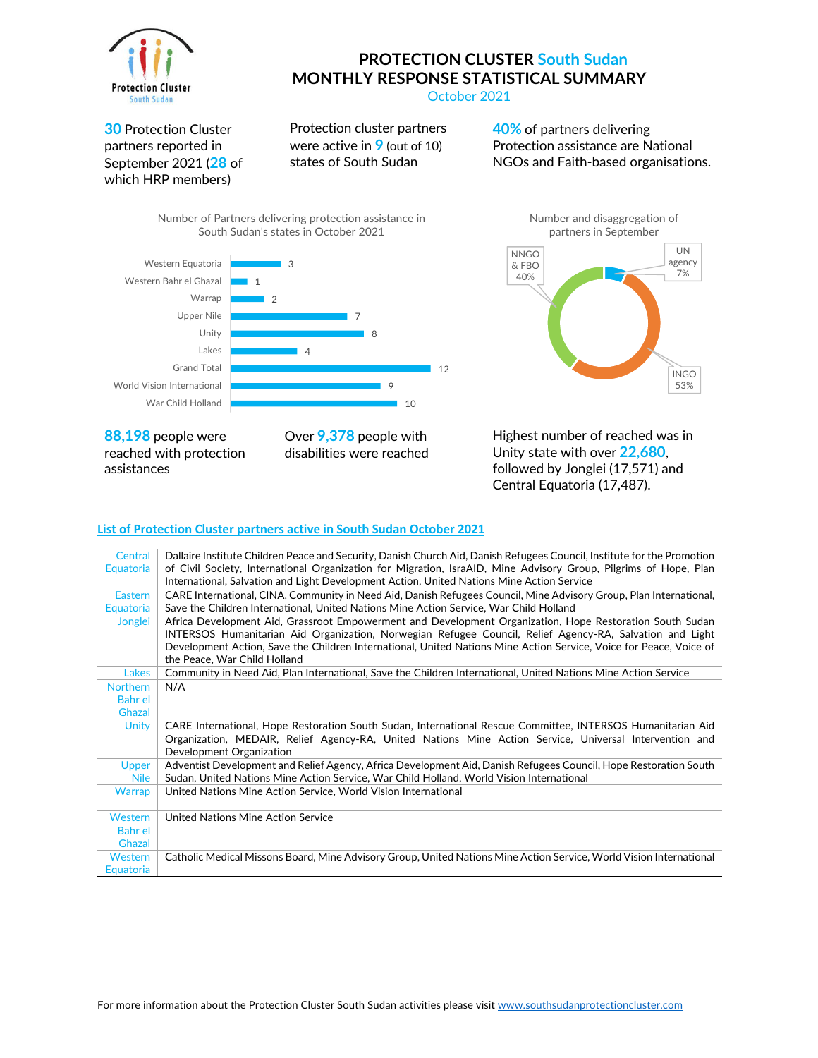# PROTECTION CLUSTER South Sudan
# MONTHLY RESPONSE STATISTICAL SUMMARY
October 2021

Protection Cluster
South Sudan

**30** Protection Cluster partners reported in September 2021 (**28** of which HRP members)

Protection cluster partners were active in **9** (out of 10) states of South Sudan

**40%** of partners delivering Protection assistance are National NGOs and Faith-based organisations.

Number of Partners delivering protection assistance in South Sudan's states in October 2021

Western Equatoria 3
Western Bahr el Ghazal 1
Warrap 2
Upper Nile 7
Unity 8
Lakes 4
Grand Total 12
World Vision International 9
War Child Holland 10

Number and disaggregation of partners in September

NNGO & FBO 40%
UN agency 7%
INGO 53%

**88,198** people were reached with protection assistances

Over **9,378** people with disabilities were reached

Highest number of reached was in Unity state with over **22,680**, followed by Jonglei (17,571) and Central Equatoria (17,487).

## List of Protection Cluster partners active in South Sudan October 2021

| | |
|---|---|
| Central Equatoria | Dallaire Institute Children Peace and Security, Danish Church Aid, Danish Refugees Council, Institute for the Promotion of Civil Society, International Organization for Migration, IsraAID, Mine Advisory Group, Pilgrims of Hope, Plan International, Salvation and Light Development Action, United Nations Mine Action Service |
| Eastern Equatoria | CARE International, CINA, Community in Need Aid, Danish Refugees Council, Mine Advisory Group, Plan International, Save the Children International, United Nations Mine Action Service, War Child Holland |
| Jonglei | Africa Development Aid, Grassroot Empowerment and Development Organization, Hope Restoration South Sudan INTERSOS Humanitarian Aid Organization, Norwegian Refugee Council, Relief Agency-RA, Salvation and Light Development Action, Save the Children International, United Nations Mine Action Service, Voice for Peace, Voice of the Peace, War Child Holland |
| Lakes | Community in Need Aid, Plan International, Save the Children International, United Nations Mine Action Service |
| Northern Bahr el Ghazal | N/A |
| Unity | CARE International, Hope Restoration South Sudan, International Rescue Committee, INTERSOS Humanitarian Aid Organization, MEDAIR, Relief Agency-RA, United Nations Mine Action Service, Universal Intervention and Development Organization |
| Upper Nile | Adventist Development and Relief Agency, Africa Development Aid, Danish Refugees Council, Hope Restoration South Sudan, United Nations Mine Action Service, War Child Holland, World Vision International |
| Warrap | United Nations Mine Action Service, World Vision International |
| Western Bahr el Ghazal | United Nations Mine Action Service |
| Western Equatoria | Catholic Medical Missons Board, Mine Advisory Group, United Nations Mine Action Service, World Vision International |

For more information about the Protection Cluster South Sudan activities please visit www.southsudanprotectioncluster.com